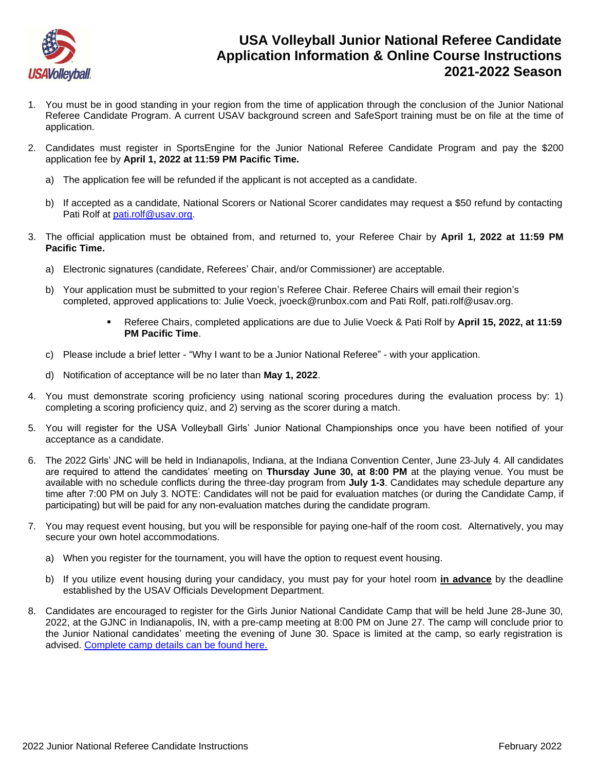# USA Volleyball Junior National Referee Candidate Application Information & Online Course Instructions 2021-2022 Season

1. You must be in good standing in your region from the time of application through the conclusion of the Junior National Referee Candidate Program. A current USAV background screen and SafeSport training must be on file at the time of application.

2. Candidates must register in SportsEngine for the Junior National Referee Candidate Program and pay the $200 application fee by **April 1, 2022 at 11:59 PM Pacific Time.**
   a) The application fee will be refunded if the applicant is not accepted as a candidate.
   b) If accepted as a candidate, National Scorers or National Scorer candidates may request a $50 refund by contacting Pati Rolf at [pati.rolf@usav.org](mailto:pati.rolf@usav.org).

3. The official application must be obtained from, and returned to, your Referee Chair by **April 1, 2022 at 11:59 PM Pacific Time.**
   a) Electronic signatures (candidate, Referees' Chair, and/or Commissioner) are acceptable.
   b) Your application must be submitted to your region's Referee Chair. Referee Chairs will email their region's completed, approved applications to: Julie Voeck, jvoeck@runbox.com and Pati Rolf, pati.rolf@usav.org.
      - Referee Chairs, completed applications are due to Julie Voeck & Pati Rolf by **April 15, 2022, at 11:59 PM Pacific Time**.
   c) Please include a brief letter - "Why I want to be a Junior National Referee" - with your application.
   d) Notification of acceptance will be no later than **May 1, 2022**.

4. You must demonstrate scoring proficiency using national scoring procedures during the evaluation process by: 1) completing a scoring proficiency quiz, and 2) serving as the scorer during a match.

5. You will register for the USA Volleyball Girls' Junior National Championships once you have been notified of your acceptance as a candidate.

6. The 2022 Girls' JNC will be held in Indianapolis, Indiana, at the Indiana Convention Center, June 23-July 4. All candidates are required to attend the candidates' meeting on **Thursday June 30, at 8:00 PM** at the playing venue. You must be available with no schedule conflicts during the three-day program from **July 1-3**. Candidates may schedule departure any time after 7:00 PM on July 3. NOTE: Candidates will not be paid for evaluation matches (or during the Candidate Camp, if participating) but will be paid for any non-evaluation matches during the candidate program.

7. You may request event housing, but you will be responsible for paying one-half of the room cost. Alternatively, you may secure your own hotel accommodations.
   a) When you register for the tournament, you will have the option to request event housing.
   b) If you utilize event housing during your candidacy, you must pay for your hotel room **<u>in advance</u>** by the deadline established by the USAV Officials Development Department.

8. Candidates are encouraged to register for the Girls Junior National Candidate Camp that will be held June 28-June 30, 2022, at the GJNC in Indianapolis, IN, with a pre-camp meeting at 8:00 PM on June 27. The camp will conclude prior to the Junior National candidates' meeting the evening of June 30. Space is limited at the camp, so early registration is advised. [Complete camp details can be found here.]()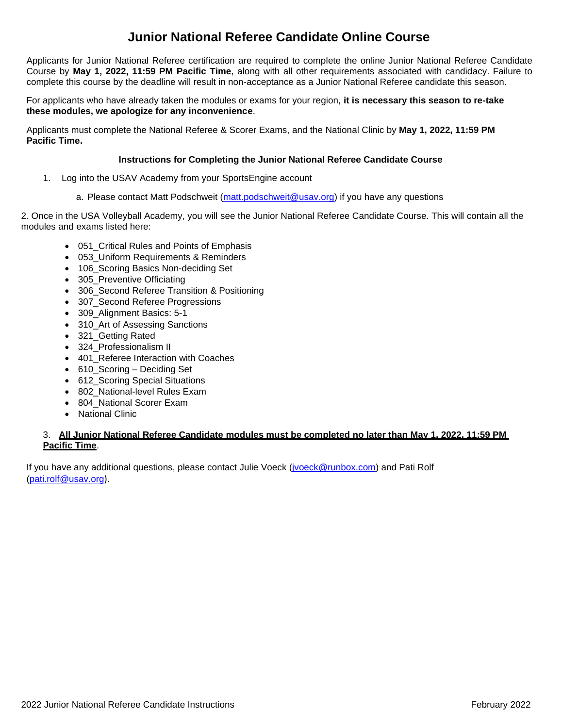# Junior National Referee Candidate Online Course

Applicants for Junior National Referee certification are required to complete the online Junior National Referee Candidate Course by **May 1, 2022, 11:59 PM Pacific Time**, along with all other requirements associated with candidacy. Failure to complete this course by the deadline will result in non-acceptance as a Junior National Referee candidate this season.

For applicants who have already taken the modules or exams for your region, **it is necessary this season to re-take these modules, we apologize for any inconvenience**.

Applicants must complete the National Referee & Scorer Exams, and the National Clinic by **May 1, 2022, 11:59 PM Pacific Time.**

### Instructions for Completing the Junior National Referee Candidate Course

1. Log into the USAV Academy from your SportsEngine account
   a. Please contact Matt Podschweit (matt.podschweit@usav.org) if you have any questions

2. Once in the USA Volleyball Academy, you will see the Junior National Referee Candidate Course. This will contain all the modules and exams listed here:

- 051_Critical Rules and Points of Emphasis
- 053_Uniform Requirements & Reminders
- 106_Scoring Basics Non-deciding Set
- 305_Preventive Officiating
- 306_Second Referee Transition & Positioning
- 307_Second Referee Progressions
- 309_Alignment Basics: 5-1
- 310_Art of Assessing Sanctions
- 321_Getting Rated
- 324_Professionalism II
- 401_Referee Interaction with Coaches
- 610_Scoring – Deciding Set
- 612_Scoring Special Situations
- 802_National-level Rules Exam
- 804_National Scorer Exam
- National Clinic

3. **All Junior National Referee Candidate modules must be completed no later than May 1, 2022, 11:59 PM Pacific Time**.

If you have any additional questions, please contact Julie Voeck (jvoeck@runbox.com) and Pati Rolf (pati.rolf@usav.org).